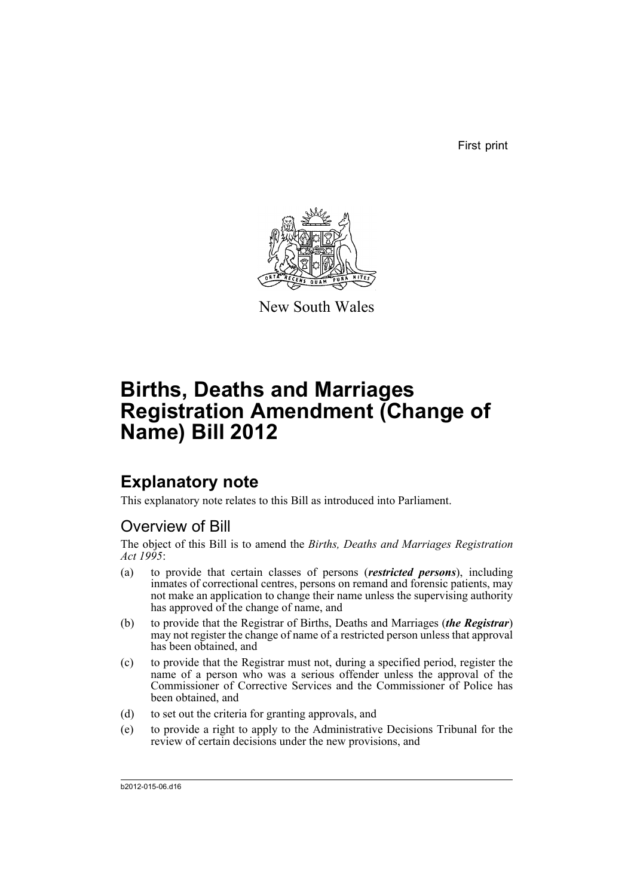First print

New South Wales

# Births, Deaths and Marriages Registration Amendment (Change of Name) Bill 2012

## Explanatory note

This explanatory note relates to this Bill as introduced into Parliament.

### Overview of Bill

The object of this Bill is to amend the *Births, Deaths and Marriages Registration Act 1995*:

(a) to provide that certain classes of persons (***restricted persons***), including inmates of correctional centres, persons on remand and forensic patients, may not make an application to change their name unless the supervising authority has approved of the change of name, and

(b) to provide that the Registrar of Births, Deaths and Marriages (***the Registrar***) may not register the change of name of a restricted person unless that approval has been obtained, and

(c) to provide that the Registrar must not, during a specified period, register the name of a person who was a serious offender unless the approval of the Commissioner of Corrective Services and the Commissioner of Police has been obtained, and

(d) to set out the criteria for granting approvals, and

(e) to provide a right to apply to the Administrative Decisions Tribunal for the review of certain decisions under the new provisions, and

b2012-015-06.d16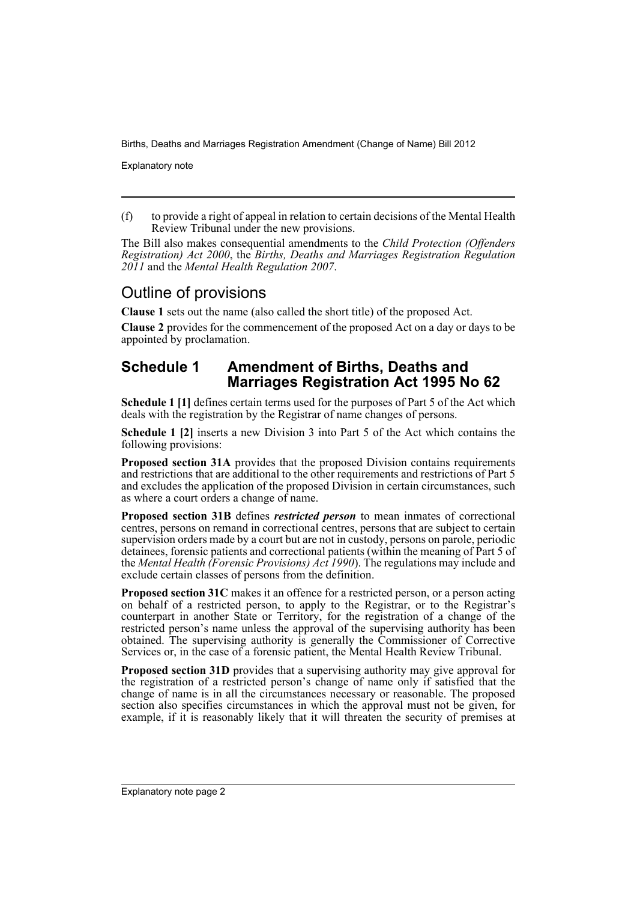(f) to provide a right of appeal in relation to certain decisions of the Mental Health Review Tribunal under the new provisions.

The Bill also makes consequential amendments to the *Child Protection (Offenders Registration) Act 2000*, the *Births, Deaths and Marriages Registration Regulation 2011* and the *Mental Health Regulation 2007*.

## Outline of provisions

**Clause 1** sets out the name (also called the short title) of the proposed Act.

**Clause 2** provides for the commencement of the proposed Act on a day or days to be appointed by proclamation.

### Schedule 1 Amendment of Births, Deaths and Marriages Registration Act 1995 No 62

**Schedule 1 [1]** defines certain terms used for the purposes of Part 5 of the Act which deals with the registration by the Registrar of name changes of persons.

**Schedule 1 [2]** inserts a new Division 3 into Part 5 of the Act which contains the following provisions:

**Proposed section 31A** provides that the proposed Division contains requirements and restrictions that are additional to the other requirements and restrictions of Part 5 and excludes the application of the proposed Division in certain circumstances, such as where a court orders a change of name.

**Proposed section 31B** defines ***restricted person*** to mean inmates of correctional centres, persons on remand in correctional centres, persons that are subject to certain supervision orders made by a court but are not in custody, persons on parole, periodic detainees, forensic patients and correctional patients (within the meaning of Part 5 of the *Mental Health (Forensic Provisions) Act 1990*). The regulations may include and exclude certain classes of persons from the definition.

**Proposed section 31C** makes it an offence for a restricted person, or a person acting on behalf of a restricted person, to apply to the Registrar, or to the Registrar's counterpart in another State or Territory, for the registration of a change of the restricted person's name unless the approval of the supervising authority has been obtained. The supervising authority is generally the Commissioner of Corrective Services or, in the case of a forensic patient, the Mental Health Review Tribunal.

**Proposed section 31D** provides that a supervising authority may give approval for the registration of a restricted person's change of name only if satisfied that the change of name is in all the circumstances necessary or reasonable. The proposed section also specifies circumstances in which the approval must not be given, for example, if it is reasonably likely that it will threaten the security of premises at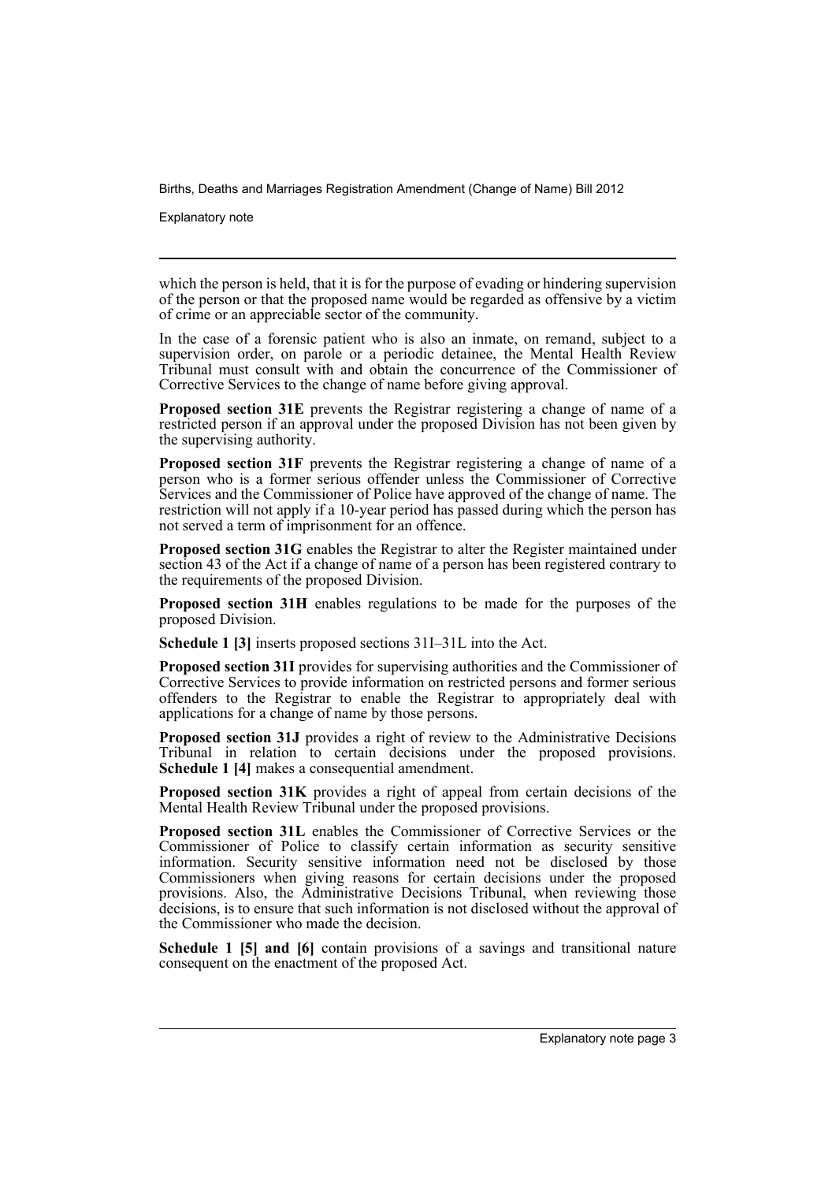which the person is held, that it is for the purpose of evading or hindering supervision of the person or that the proposed name would be regarded as offensive by a victim of crime or an appreciable sector of the community.

In the case of a forensic patient who is also an inmate, on remand, subject to a supervision order, on parole or a periodic detainee, the Mental Health Review Tribunal must consult with and obtain the concurrence of the Commissioner of Corrective Services to the change of name before giving approval.

**Proposed section 31E** prevents the Registrar registering a change of name of a restricted person if an approval under the proposed Division has not been given by the supervising authority.

**Proposed section 31F** prevents the Registrar registering a change of name of a person who is a former serious offender unless the Commissioner of Corrective Services and the Commissioner of Police have approved of the change of name. The restriction will not apply if a 10-year period has passed during which the person has not served a term of imprisonment for an offence.

**Proposed section 31G** enables the Registrar to alter the Register maintained under section 43 of the Act if a change of name of a person has been registered contrary to the requirements of the proposed Division.

**Proposed section 31H** enables regulations to be made for the purposes of the proposed Division.

**Schedule 1 [3]** inserts proposed sections 31I–31L into the Act.

**Proposed section 31I** provides for supervising authorities and the Commissioner of Corrective Services to provide information on restricted persons and former serious offenders to the Registrar to enable the Registrar to appropriately deal with applications for a change of name by those persons.

**Proposed section 31J** provides a right of review to the Administrative Decisions Tribunal in relation to certain decisions under the proposed provisions. **Schedule 1 [4]** makes a consequential amendment.

**Proposed section 31K** provides a right of appeal from certain decisions of the Mental Health Review Tribunal under the proposed provisions.

**Proposed section 31L** enables the Commissioner of Corrective Services or the Commissioner of Police to classify certain information as security sensitive information. Security sensitive information need not be disclosed by those Commissioners when giving reasons for certain decisions under the proposed provisions. Also, the Administrative Decisions Tribunal, when reviewing those decisions, is to ensure that such information is not disclosed without the approval of the Commissioner who made the decision.

**Schedule 1 [5] and [6]** contain provisions of a savings and transitional nature consequent on the enactment of the proposed Act.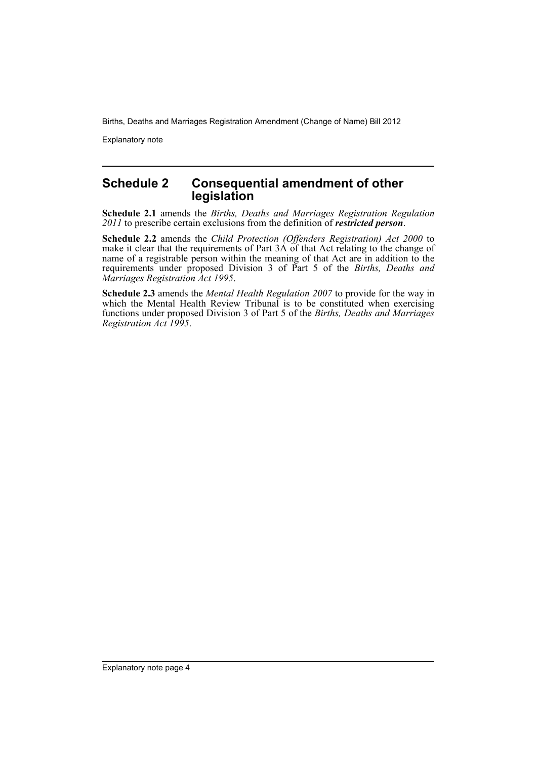## Schedule 2 Consequential amendment of other legislation

**Schedule 2.1** amends the *Births, Deaths and Marriages Registration Regulation 2011* to prescribe certain exclusions from the definition of ***restricted person***.

**Schedule 2.2** amends the *Child Protection (Offenders Registration) Act 2000* to make it clear that the requirements of Part 3A of that Act relating to the change of name of a registrable person within the meaning of that Act are in addition to the requirements under proposed Division 3 of Part 5 of the *Births, Deaths and Marriages Registration Act 1995*.

**Schedule 2.3** amends the *Mental Health Regulation 2007* to provide for the way in which the Mental Health Review Tribunal is to be constituted when exercising functions under proposed Division 3 of Part 5 of the *Births, Deaths and Marriages Registration Act 1995*.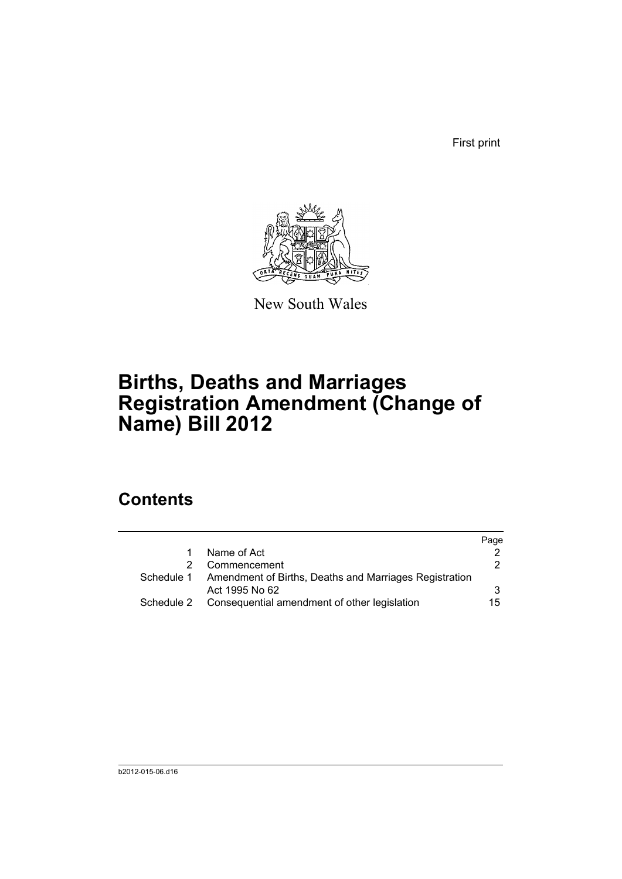First print

New South Wales

# Births, Deaths and Marriages Registration Amendment (Change of Name) Bill 2012

## Contents

| | | Page |
|---|---|---|
| 1 | Name of Act | 2 |
| 2 | Commencement | 2 |
| Schedule 1 | Amendment of Births, Deaths and Marriages Registration Act 1995 No 62 | 3 |
| Schedule 2 | Consequential amendment of other legislation | 15 |

b2012-015-06.d16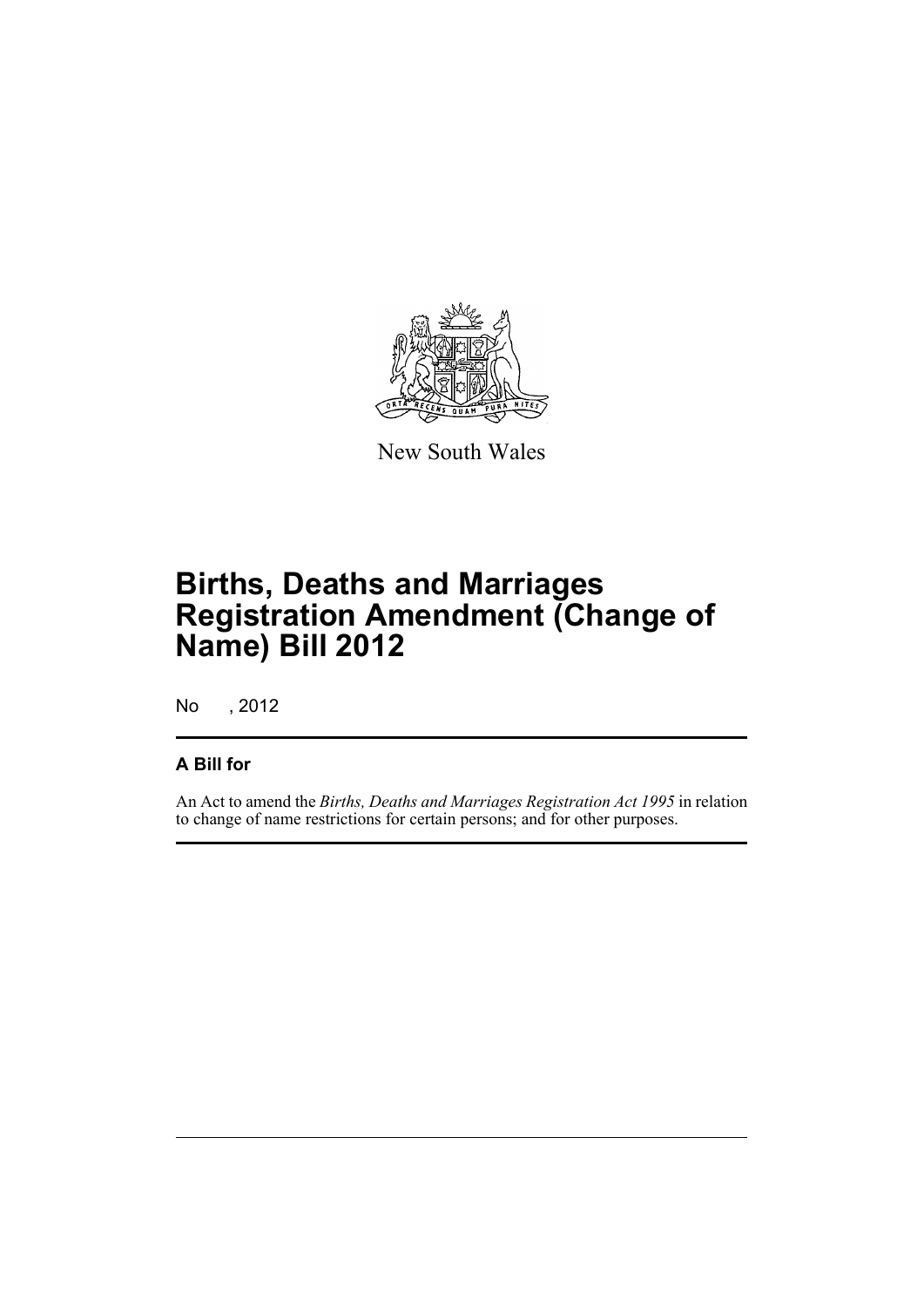New South Wales

# Births, Deaths and Marriages Registration Amendment (Change of Name) Bill 2012

No , 2012

### A Bill for

An Act to amend the *Births, Deaths and Marriages Registration Act 1995* in relation to change of name restrictions for certain persons; and for other purposes.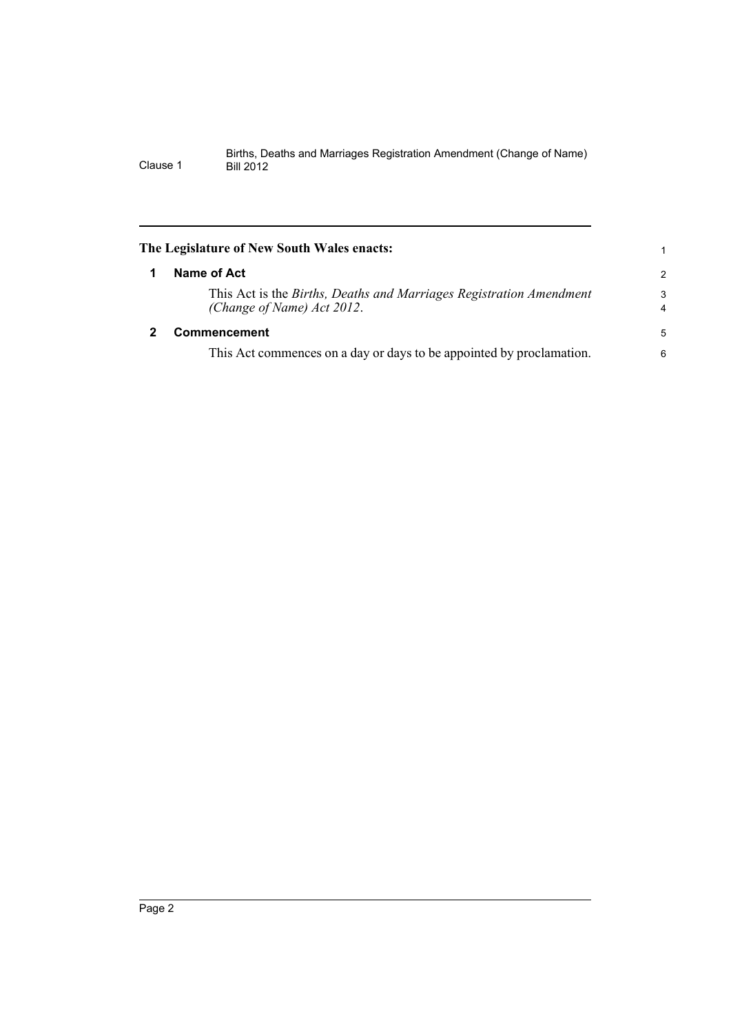**The Legislature of New South Wales enacts:**

### 1 Name of Act

This Act is the *Births, Deaths and Marriages Registration Amendment (Change of Name) Act 2012*.

### 2 Commencement

This Act commences on a day or days to be appointed by proclamation.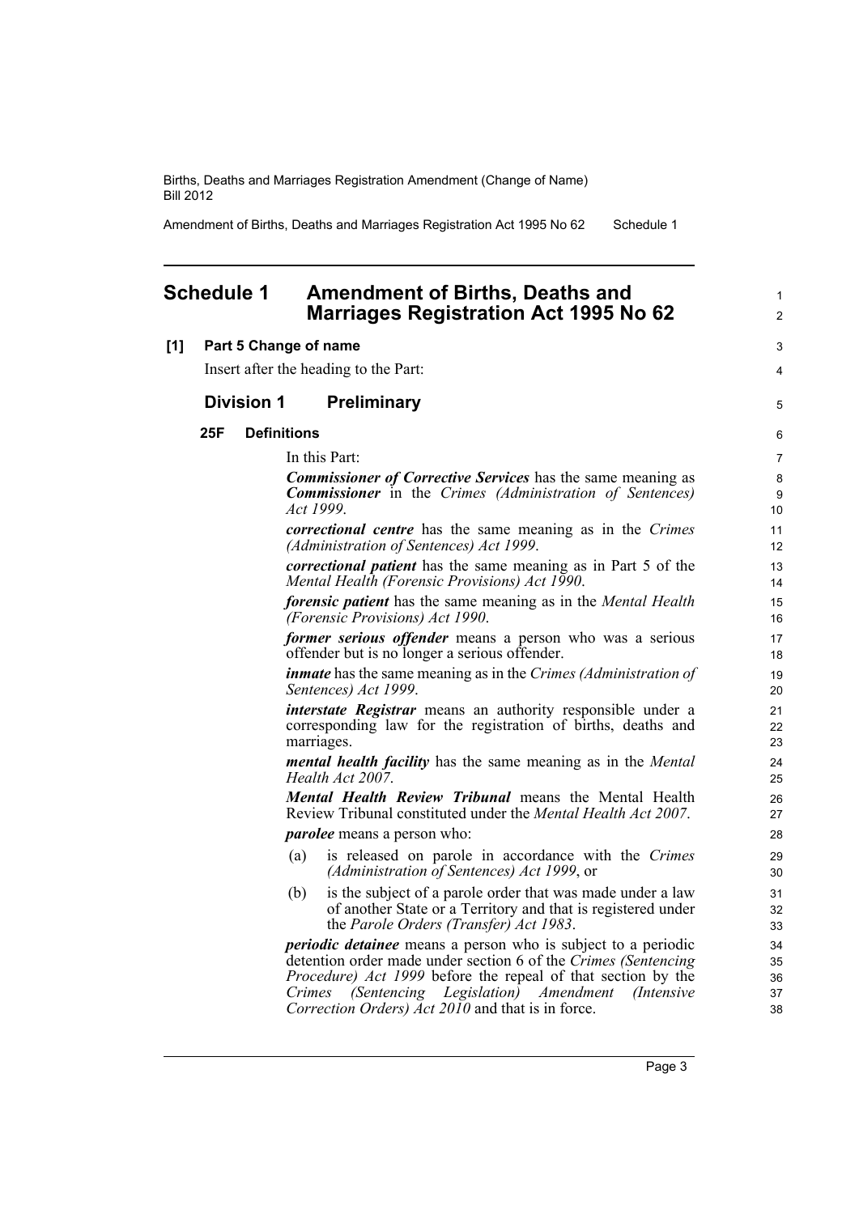## Schedule 1 Amendment of Births, Deaths and Marriages Registration Act 1995 No 62

**[1] Part 5 Change of name**

Insert after the heading to the Part:

### Division 1 Preliminary

**25F Definitions**

In this Part:

***Commissioner of Corrective Services*** has the same meaning as ***Commissioner*** in the *Crimes (Administration of Sentences) Act 1999*.

***correctional centre*** has the same meaning as in the *Crimes (Administration of Sentences) Act 1999*.

***correctional patient*** has the same meaning as in Part 5 of the *Mental Health (Forensic Provisions) Act 1990*.

***forensic patient*** has the same meaning as in the *Mental Health (Forensic Provisions) Act 1990*.

***former serious offender*** means a person who was a serious offender but is no longer a serious offender.

***inmate*** has the same meaning as in the *Crimes (Administration of Sentences) Act 1999*.

***interstate Registrar*** means an authority responsible under a corresponding law for the registration of births, deaths and marriages.

***mental health facility*** has the same meaning as in the *Mental Health Act 2007*.

***Mental Health Review Tribunal*** means the Mental Health Review Tribunal constituted under the *Mental Health Act 2007*.

***parolee*** means a person who:

(a) is released on parole in accordance with the *Crimes (Administration of Sentences) Act 1999*, or

(b) is the subject of a parole order that was made under a law of another State or a Territory and that is registered under the *Parole Orders (Transfer) Act 1983*.

***periodic detainee*** means a person who is subject to a periodic detention order made under section 6 of the *Crimes (Sentencing Procedure) Act 1999* before the repeal of that section by the *Crimes (Sentencing Legislation) Amendment (Intensive Correction Orders) Act 2010* and that is in force.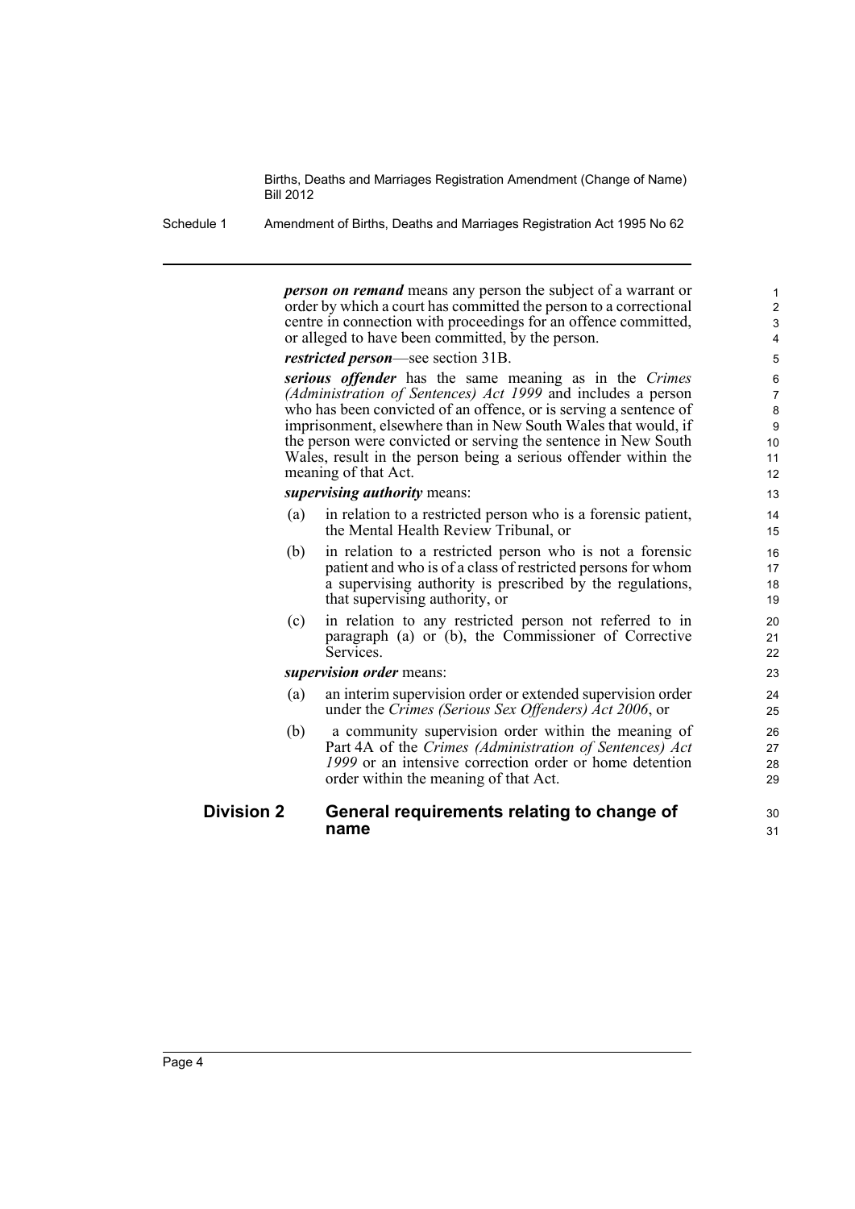***person on remand*** means any person the subject of a warrant or order by which a court has committed the person to a correctional centre in connection with proceedings for an offence committed, or alleged to have been committed, by the person.

***restricted person***—see section 31B.

***serious offender*** has the same meaning as in the *Crimes (Administration of Sentences) Act 1999* and includes a person who has been convicted of an offence, or is serving a sentence of imprisonment, elsewhere than in New South Wales that would, if the person were convicted or serving the sentence in New South Wales, result in the person being a serious offender within the meaning of that Act.

***supervising authority*** means:

(a) in relation to a restricted person who is a forensic patient, the Mental Health Review Tribunal, or

(b) in relation to a restricted person who is not a forensic patient and who is of a class of restricted persons for whom a supervising authority is prescribed by the regulations, that supervising authority, or

(c) in relation to any restricted person not referred to in paragraph (a) or (b), the Commissioner of Corrective Services.

***supervision order*** means:

(a) an interim supervision order or extended supervision order under the *Crimes (Serious Sex Offenders) Act 2006*, or

(b) a community supervision order within the meaning of Part 4A of the *Crimes (Administration of Sentences) Act 1999* or an intensive correction order or home detention order within the meaning of that Act.

## Division 2 General requirements relating to change of name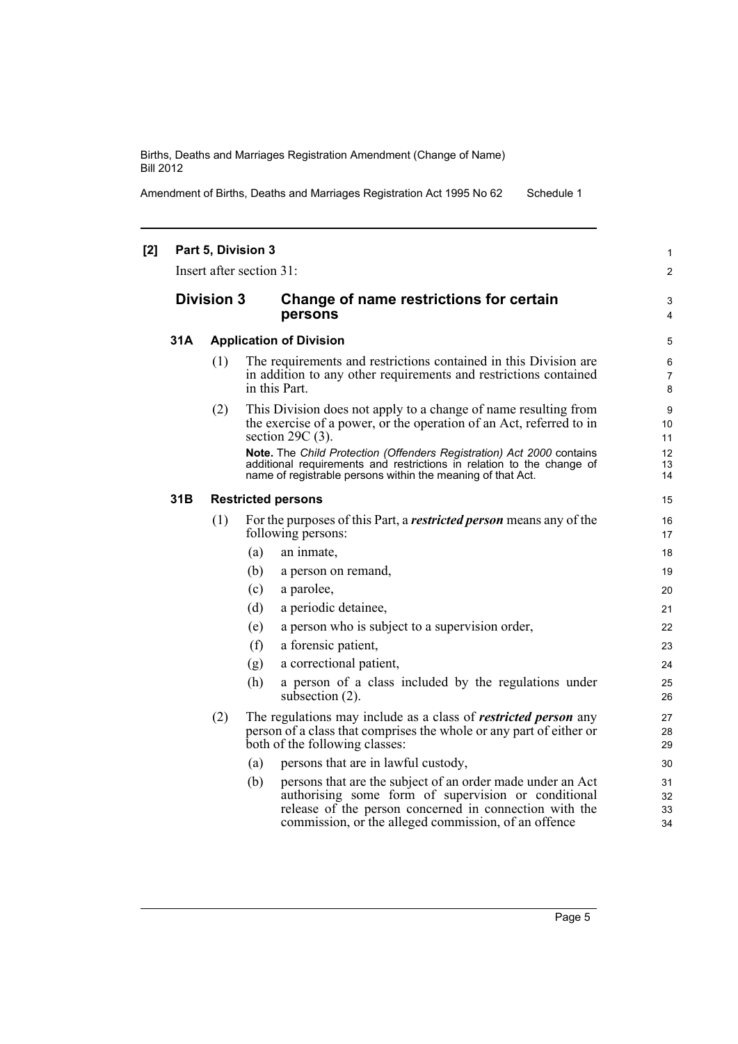**[2] Part 5, Division 3**

Insert after section 31:

## Division 3 Change of name restrictions for certain persons

### 31A Application of Division

(1) The requirements and restrictions contained in this Division are in addition to any other requirements and restrictions contained in this Part.

(2) This Division does not apply to a change of name resulting from the exercise of a power, or the operation of an Act, referred to in section 29C (3).

**Note.** The *Child Protection (Offenders Registration) Act 2000* contains additional requirements and restrictions in relation to the change of name of registrable persons within the meaning of that Act.

### 31B Restricted persons

(1) For the purposes of this Part, a ***restricted person*** means any of the following persons:

- (a) an inmate,
- (b) a person on remand,
- (c) a parolee,
- (d) a periodic detainee,
- (e) a person who is subject to a supervision order,
- (f) a forensic patient,
- (g) a correctional patient,
- (h) a person of a class included by the regulations under subsection (2).

(2) The regulations may include as a class of ***restricted person*** any person of a class that comprises the whole or any part of either or both of the following classes:

- (a) persons that are in lawful custody,
- (b) persons that are the subject of an order made under an Act authorising some form of supervision or conditional release of the person concerned in connection with the commission, or the alleged commission, of an offence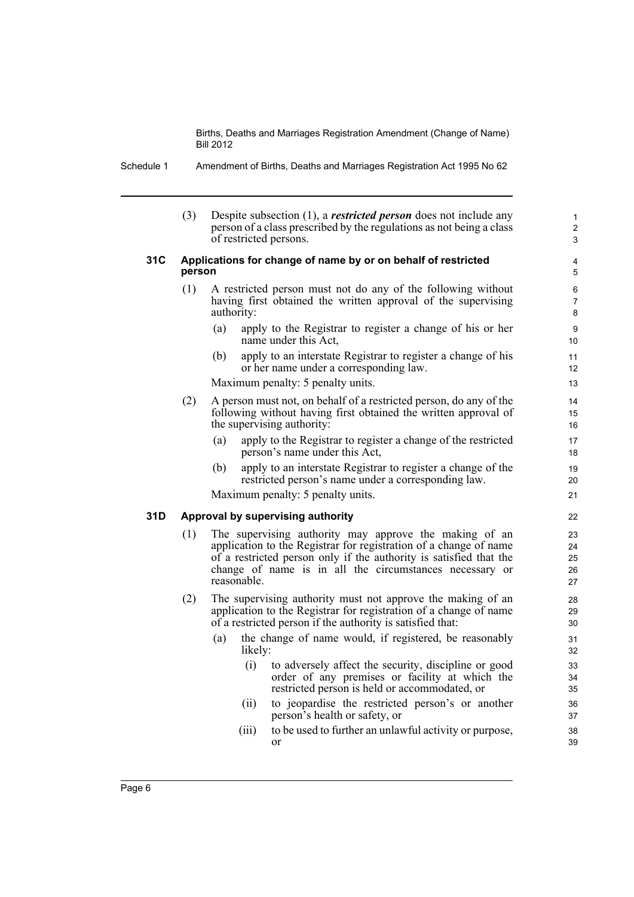(3) Despite subsection (1), a ***restricted person*** does not include any person of a class prescribed by the regulations as not being a class of restricted persons.

### 31C Applications for change of name by or on behalf of restricted person

(1) A restricted person must not do any of the following without having first obtained the written approval of the supervising authority:

(a) apply to the Registrar to register a change of his or her name under this Act,

(b) apply to an interstate Registrar to register a change of his or her name under a corresponding law.

Maximum penalty: 5 penalty units.

(2) A person must not, on behalf of a restricted person, do any of the following without having first obtained the written approval of the supervising authority:

(a) apply to the Registrar to register a change of the restricted person's name under this Act,

(b) apply to an interstate Registrar to register a change of the restricted person's name under a corresponding law.

Maximum penalty: 5 penalty units.

### 31D Approval by supervising authority

(1) The supervising authority may approve the making of an application to the Registrar for registration of a change of name of a restricted person only if the authority is satisfied that the change of name is in all the circumstances necessary or reasonable.

(2) The supervising authority must not approve the making of an application to the Registrar for registration of a change of name of a restricted person if the authority is satisfied that:

(a) the change of name would, if registered, be reasonably likely:

(i) to adversely affect the security, discipline or good order of any premises or facility at which the restricted person is held or accommodated, or

(ii) to jeopardise the restricted person's or another person's health or safety, or

(iii) to be used to further an unlawful activity or purpose, or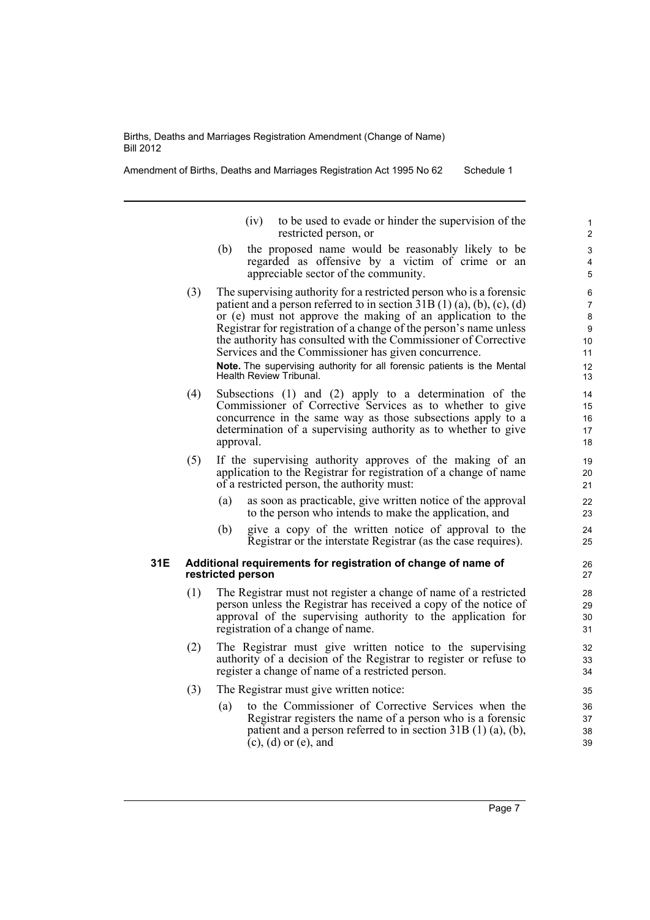(iv) to be used to evade or hinder the supervision of the restricted person, or

(b) the proposed name would be reasonably likely to be regarded as offensive by a victim of crime or an appreciable sector of the community.

(3) The supervising authority for a restricted person who is a forensic patient and a person referred to in section 31B (1) (a), (b), (c), (d) or (e) must not approve the making of an application to the Registrar for registration of a change of the person's name unless the authority has consulted with the Commissioner of Corrective Services and the Commissioner has given concurrence.

**Note.** The supervising authority for all forensic patients is the Mental Health Review Tribunal.

(4) Subsections (1) and (2) apply to a determination of the Commissioner of Corrective Services as to whether to give concurrence in the same way as those subsections apply to a determination of a supervising authority as to whether to give approval.

(5) If the supervising authority approves of the making of an application to the Registrar for registration of a change of name of a restricted person, the authority must:

(a) as soon as practicable, give written notice of the approval to the person who intends to make the application, and

(b) give a copy of the written notice of approval to the Registrar or the interstate Registrar (as the case requires).

### 31E Additional requirements for registration of change of name of restricted person

(1) The Registrar must not register a change of name of a restricted person unless the Registrar has received a copy of the notice of approval of the supervising authority to the application for registration of a change of name.

(2) The Registrar must give written notice to the supervising authority of a decision of the Registrar to register or refuse to register a change of name of a restricted person.

(3) The Registrar must give written notice:

(a) to the Commissioner of Corrective Services when the Registrar registers the name of a person who is a forensic patient and a person referred to in section 31B (1) (a), (b), (c), (d) or (e), and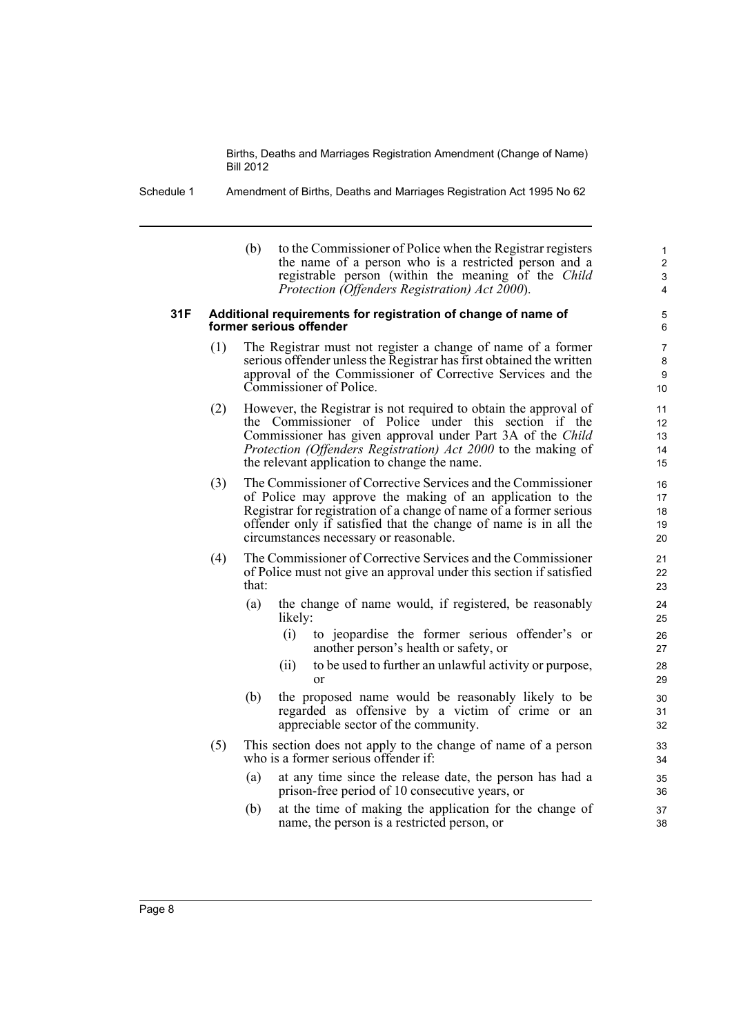(b) to the Commissioner of Police when the Registrar registers the name of a person who is a restricted person and a registrable person (within the meaning of the *Child Protection (Offenders Registration) Act 2000*).

### 31F Additional requirements for registration of change of name of former serious offender

(1) The Registrar must not register a change of name of a former serious offender unless the Registrar has first obtained the written approval of the Commissioner of Corrective Services and the Commissioner of Police.

(2) However, the Registrar is not required to obtain the approval of the Commissioner of Police under this section if the Commissioner has given approval under Part 3A of the *Child Protection (Offenders Registration) Act 2000* to the making of the relevant application to change the name.

(3) The Commissioner of Corrective Services and the Commissioner of Police may approve the making of an application to the Registrar for registration of a change of name of a former serious offender only if satisfied that the change of name is in all the circumstances necessary or reasonable.

(4) The Commissioner of Corrective Services and the Commissioner of Police must not give an approval under this section if satisfied that:

- (a) the change of name would, if registered, be reasonably likely:
  - (i) to jeopardise the former serious offender's or another person's health or safety, or
  - (ii) to be used to further an unlawful activity or purpose, or
- (b) the proposed name would be reasonably likely to be regarded as offensive by a victim of crime or an appreciable sector of the community.

(5) This section does not apply to the change of name of a person who is a former serious offender if:

- (a) at any time since the release date, the person has had a prison-free period of 10 consecutive years, or
- (b) at the time of making the application for the change of name, the person is a restricted person, or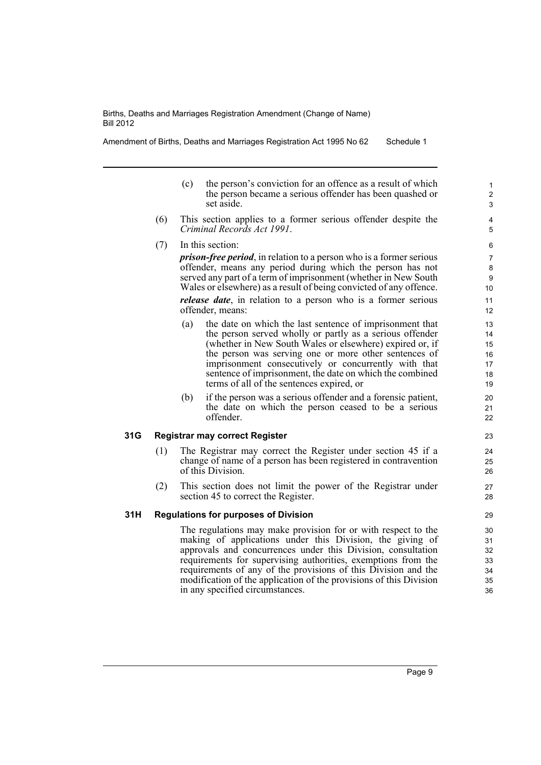(c) the person's conviction for an offence as a result of which the person became a serious offender has been quashed or set aside.

(6) This section applies to a former serious offender despite the *Criminal Records Act 1991*.

(7) In this section:

***prison-free period***, in relation to a person who is a former serious offender, means any period during which the person has not served any part of a term of imprisonment (whether in New South Wales or elsewhere) as a result of being convicted of any offence.

***release date***, in relation to a person who is a former serious offender, means:

(a) the date on which the last sentence of imprisonment that the person served wholly or partly as a serious offender (whether in New South Wales or elsewhere) expired or, if the person was serving one or more other sentences of imprisonment consecutively or concurrently with that sentence of imprisonment, the date on which the combined terms of all of the sentences expired, or

(b) if the person was a serious offender and a forensic patient, the date on which the person ceased to be a serious offender.

### 31G Registrar may correct Register

(1) The Registrar may correct the Register under section 45 if a change of name of a person has been registered in contravention of this Division.

(2) This section does not limit the power of the Registrar under section 45 to correct the Register.

### 31H Regulations for purposes of Division

The regulations may make provision for or with respect to the making of applications under this Division, the giving of approvals and concurrences under this Division, consultation requirements for supervising authorities, exemptions from the requirements of any of the provisions of this Division and the modification of the application of the provisions of this Division in any specified circumstances.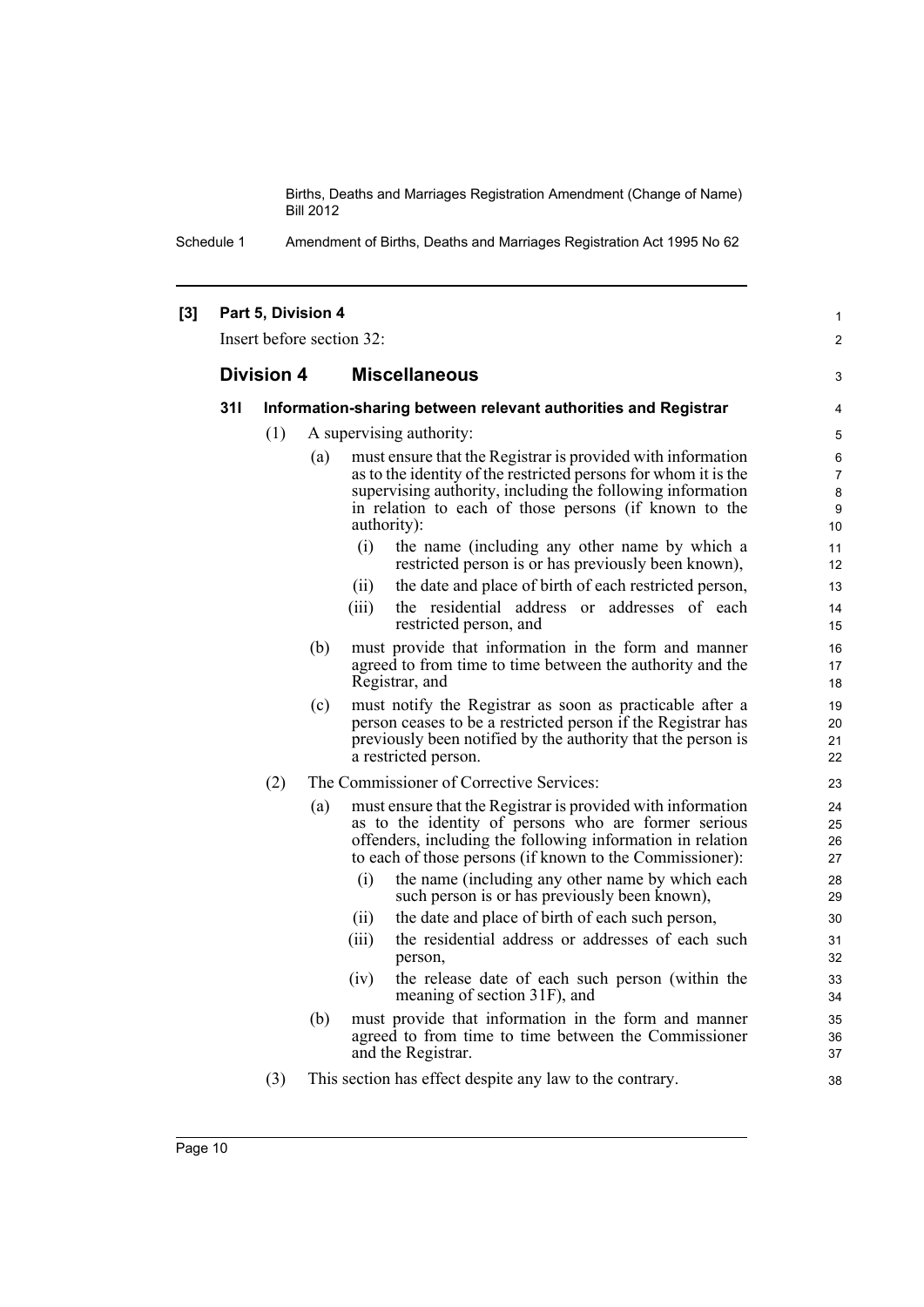**[3] Part 5, Division 4**

Insert before section 32:

## Division 4 Miscellaneous

### 31I Information-sharing between relevant authorities and Registrar

(1) A supervising authority:

(a) must ensure that the Registrar is provided with information as to the identity of the restricted persons for whom it is the supervising authority, including the following information in relation to each of those persons (if known to the authority):

(i) the name (including any other name by which a restricted person is or has previously been known),

(ii) the date and place of birth of each restricted person,

(iii) the residential address or addresses of each restricted person, and

(b) must provide that information in the form and manner agreed to from time to time between the authority and the Registrar, and

(c) must notify the Registrar as soon as practicable after a person ceases to be a restricted person if the Registrar has previously been notified by the authority that the person is a restricted person.

(2) The Commissioner of Corrective Services:

(a) must ensure that the Registrar is provided with information as to the identity of persons who are former serious offenders, including the following information in relation to each of those persons (if known to the Commissioner):

(i) the name (including any other name by which each such person is or has previously been known),

(ii) the date and place of birth of each such person,

(iii) the residential address or addresses of each such person,

(iv) the release date of each such person (within the meaning of section 31F), and

(b) must provide that information in the form and manner agreed to from time to time between the Commissioner and the Registrar.

(3) This section has effect despite any law to the contrary.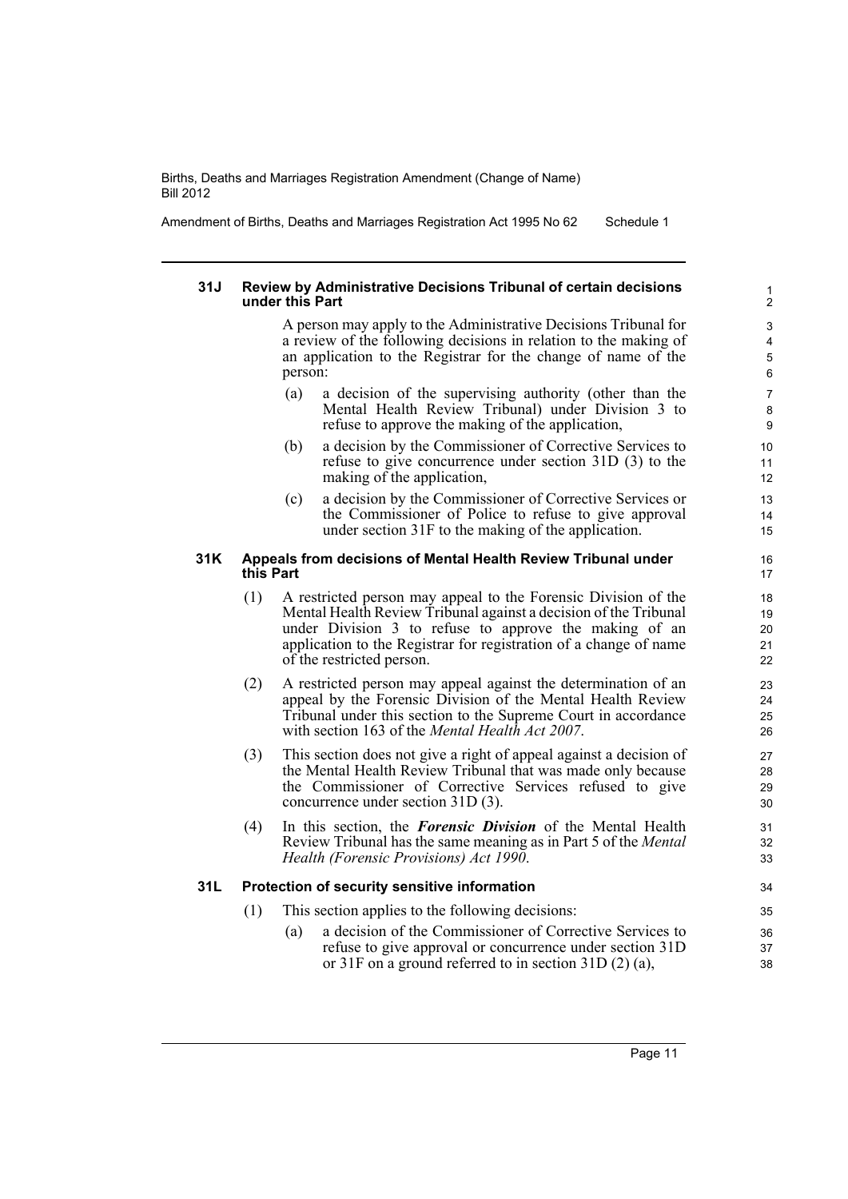### 31J Review by Administrative Decisions Tribunal of certain decisions under this Part

A person may apply to the Administrative Decisions Tribunal for a review of the following decisions in relation to the making of an application to the Registrar for the change of name of the person:

(a) a decision of the supervising authority (other than the Mental Health Review Tribunal) under Division 3 to refuse to approve the making of the application,

(b) a decision by the Commissioner of Corrective Services to refuse to give concurrence under section 31D (3) to the making of the application,

(c) a decision by the Commissioner of Corrective Services or the Commissioner of Police to refuse to give approval under section 31F to the making of the application.

### 31K Appeals from decisions of Mental Health Review Tribunal under this Part

(1) A restricted person may appeal to the Forensic Division of the Mental Health Review Tribunal against a decision of the Tribunal under Division 3 to refuse to approve the making of an application to the Registrar for registration of a change of name of the restricted person.

(2) A restricted person may appeal against the determination of an appeal by the Forensic Division of the Mental Health Review Tribunal under this section to the Supreme Court in accordance with section 163 of the *Mental Health Act 2007*.

(3) This section does not give a right of appeal against a decision of the Mental Health Review Tribunal that was made only because the Commissioner of Corrective Services refused to give concurrence under section 31D (3).

(4) In this section, the ***Forensic Division*** of the Mental Health Review Tribunal has the same meaning as in Part 5 of the *Mental Health (Forensic Provisions) Act 1990*.

### 31L Protection of security sensitive information

(1) This section applies to the following decisions:

(a) a decision of the Commissioner of Corrective Services to refuse to give approval or concurrence under section 31D or 31F on a ground referred to in section 31D (2) (a),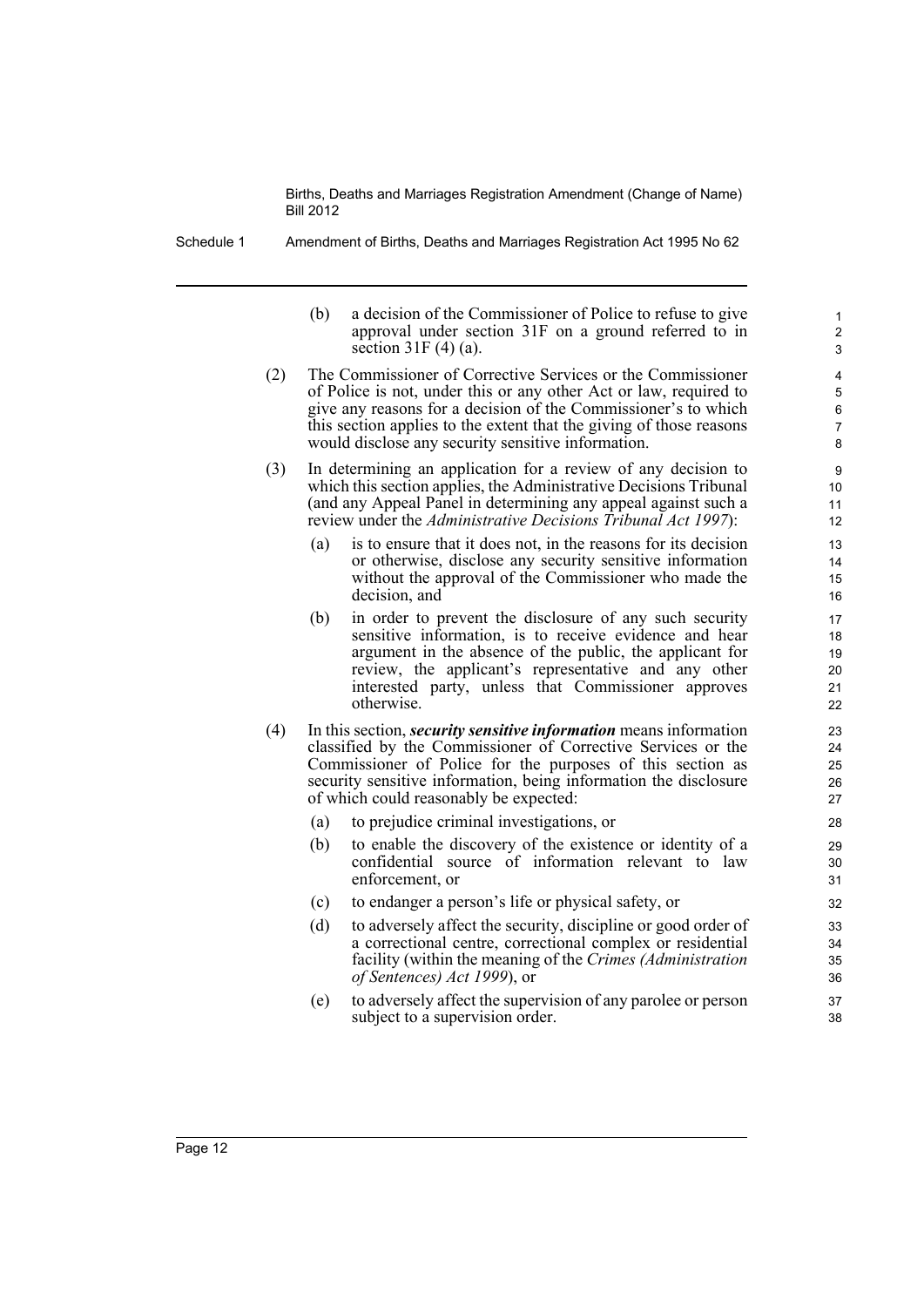(b) a decision of the Commissioner of Police to refuse to give approval under section 31F on a ground referred to in section 31F (4) (a).

(2) The Commissioner of Corrective Services or the Commissioner of Police is not, under this or any other Act or law, required to give any reasons for a decision of the Commissioner's to which this section applies to the extent that the giving of those reasons would disclose any security sensitive information.

(3) In determining an application for a review of any decision to which this section applies, the Administrative Decisions Tribunal (and any Appeal Panel in determining any appeal against such a review under the *Administrative Decisions Tribunal Act 1997*):

(a) is to ensure that it does not, in the reasons for its decision or otherwise, disclose any security sensitive information without the approval of the Commissioner who made the decision, and

(b) in order to prevent the disclosure of any such security sensitive information, is to receive evidence and hear argument in the absence of the public, the applicant for review, the applicant's representative and any other interested party, unless that Commissioner approves otherwise.

(4) In this section, ***security sensitive information*** means information classified by the Commissioner of Corrective Services or the Commissioner of Police for the purposes of this section as security sensitive information, being information the disclosure of which could reasonably be expected:

(a) to prejudice criminal investigations, or

(b) to enable the discovery of the existence or identity of a confidential source of information relevant to law enforcement, or

(c) to endanger a person's life or physical safety, or

(d) to adversely affect the security, discipline or good order of a correctional centre, correctional complex or residential facility (within the meaning of the *Crimes (Administration of Sentences) Act 1999*), or

(e) to adversely affect the supervision of any parolee or person subject to a supervision order.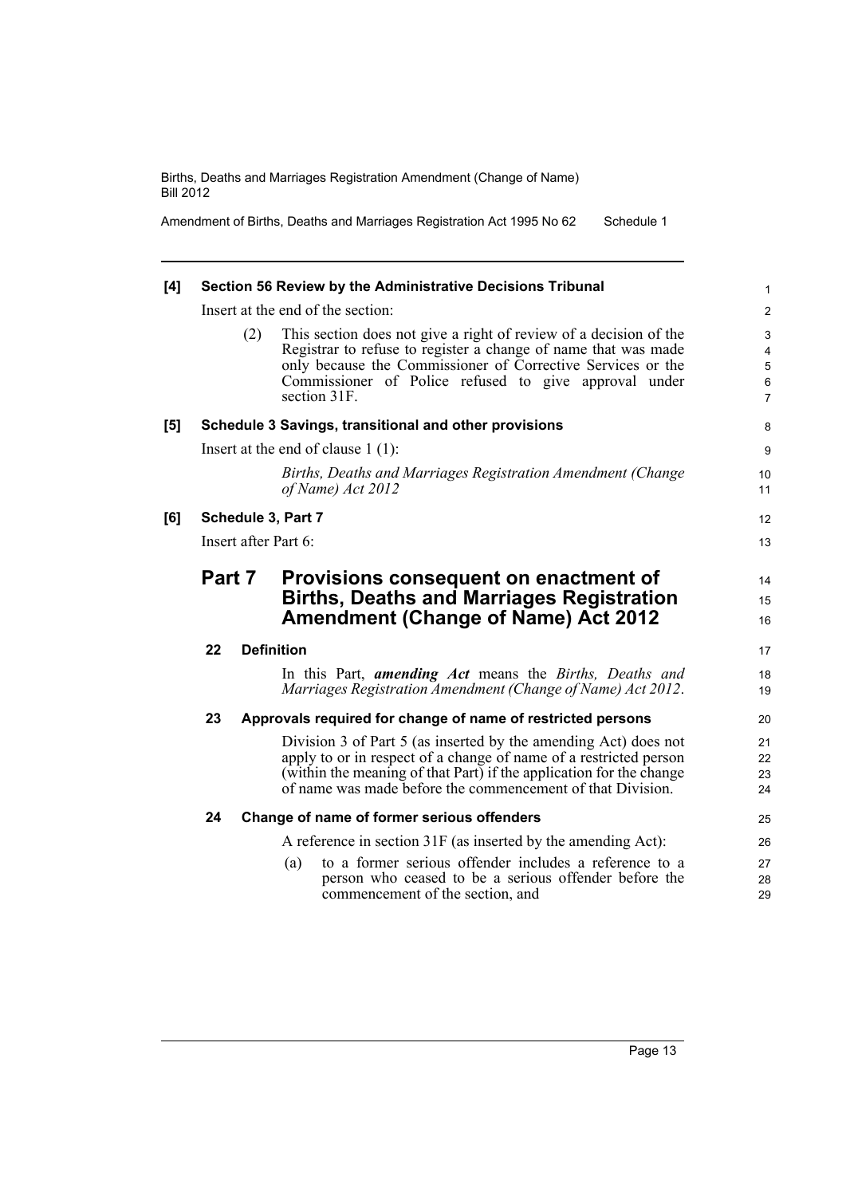**[4] Section 56 Review by the Administrative Decisions Tribunal**

Insert at the end of the section:

(2) This section does not give a right of review of a decision of the Registrar to refuse to register a change of name that was made only because the Commissioner of Corrective Services or the Commissioner of Police refused to give approval under section 31F.

**[5] Schedule 3 Savings, transitional and other provisions**

Insert at the end of clause 1 (1):

*Births, Deaths and Marriages Registration Amendment (Change of Name) Act 2012*

**[6] Schedule 3, Part 7**

Insert after Part 6:

## Part 7 Provisions consequent on enactment of Births, Deaths and Marriages Registration Amendment (Change of Name) Act 2012

### 22 Definition

In this Part, ***amending Act*** means the *Births, Deaths and Marriages Registration Amendment (Change of Name) Act 2012*.

### 23 Approvals required for change of name of restricted persons

Division 3 of Part 5 (as inserted by the amending Act) does not apply to or in respect of a change of name of a restricted person (within the meaning of that Part) if the application for the change of name was made before the commencement of that Division.

### 24 Change of name of former serious offenders

A reference in section 31F (as inserted by the amending Act):

(a) to a former serious offender includes a reference to a person who ceased to be a serious offender before the commencement of the section, and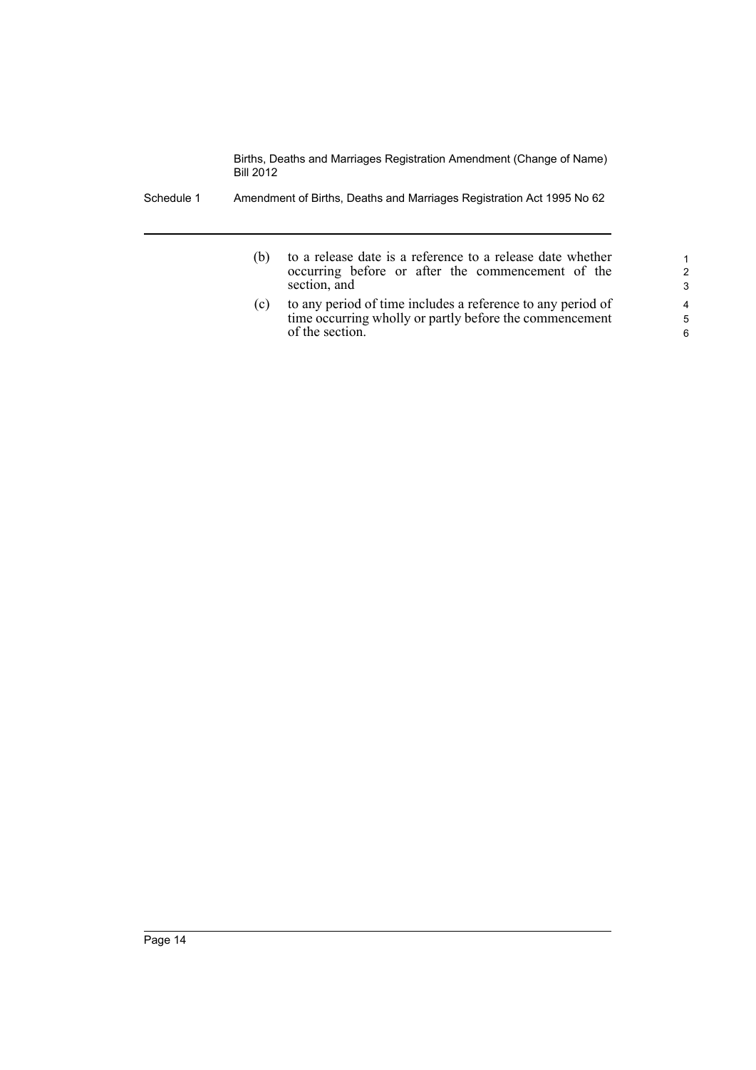(b) to a release date is a reference to a release date whether occurring before or after the commencement of the section, and

(c) to any period of time includes a reference to any period of time occurring wholly or partly before the commencement of the section.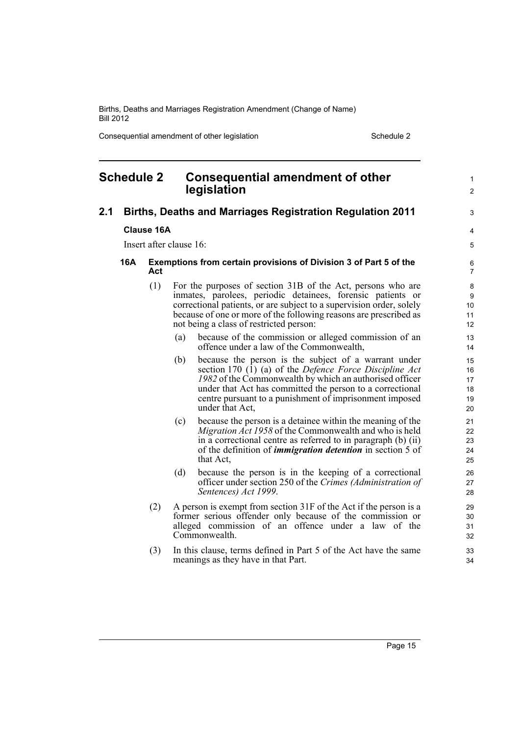## Schedule 2 Consequential amendment of other legislation

### 2.1 Births, Deaths and Marriages Registration Regulation 2011

**Clause 16A**

Insert after clause 16:

#### 16A Exemptions from certain provisions of Division 3 of Part 5 of the Act

(1) For the purposes of section 31B of the Act, persons who are inmates, parolees, periodic detainees, forensic patients or correctional patients, or are subject to a supervision order, solely because of one or more of the following reasons are prescribed as not being a class of restricted person:

- (a) because of the commission or alleged commission of an offence under a law of the Commonwealth,
- (b) because the person is the subject of a warrant under section 170 (1) (a) of the *Defence Force Discipline Act 1982* of the Commonwealth by which an authorised officer under that Act has committed the person to a correctional centre pursuant to a punishment of imprisonment imposed under that Act,
- (c) because the person is a detainee within the meaning of the *Migration Act 1958* of the Commonwealth and who is held in a correctional centre as referred to in paragraph (b) (ii) of the definition of ***immigration detention*** in section 5 of that Act,
- (d) because the person is in the keeping of a correctional officer under section 250 of the *Crimes (Administration of Sentences) Act 1999*.

(2) A person is exempt from section 31F of the Act if the person is a former serious offender only because of the commission or alleged commission of an offence under a law of the Commonwealth.

(3) In this clause, terms defined in Part 5 of the Act have the same meanings as they have in that Part.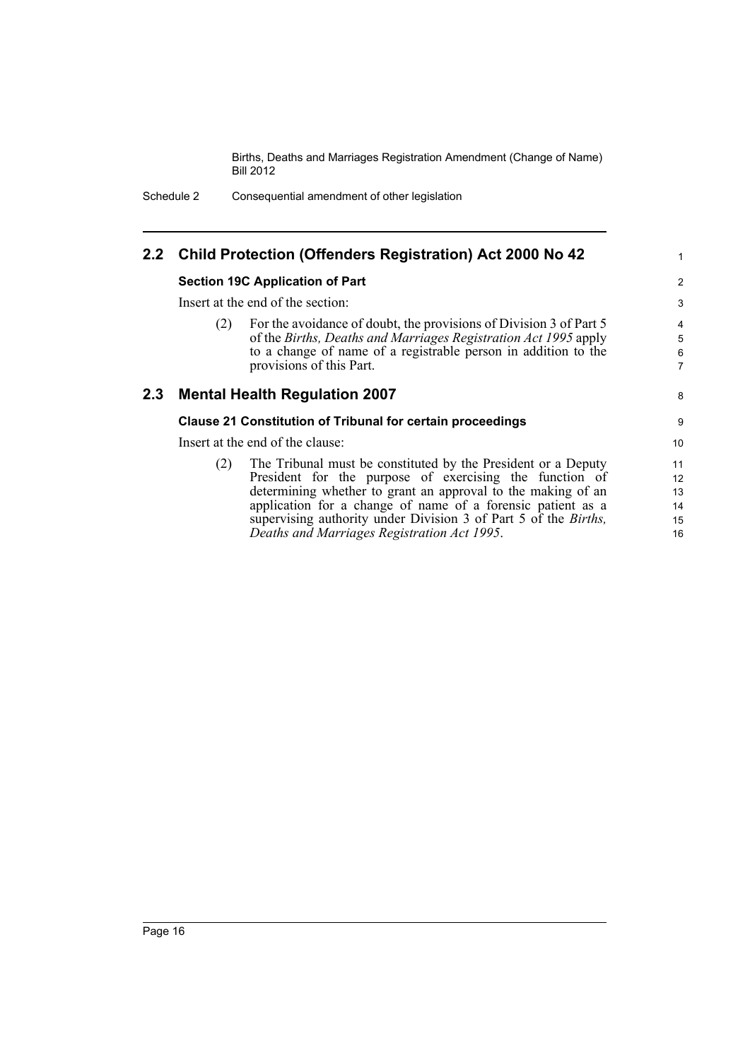## 2.2 Child Protection (Offenders Registration) Act 2000 No 42

### Section 19C Application of Part

Insert at the end of the section:

(2) For the avoidance of doubt, the provisions of Division 3 of Part 5 of the *Births, Deaths and Marriages Registration Act 1995* apply to a change of name of a registrable person in addition to the provisions of this Part.

## 2.3 Mental Health Regulation 2007

### Clause 21 Constitution of Tribunal for certain proceedings

Insert at the end of the clause:

(2) The Tribunal must be constituted by the President or a Deputy President for the purpose of exercising the function of determining whether to grant an approval to the making of an application for a change of name of a forensic patient as a supervising authority under Division 3 of Part 5 of the *Births, Deaths and Marriages Registration Act 1995*.